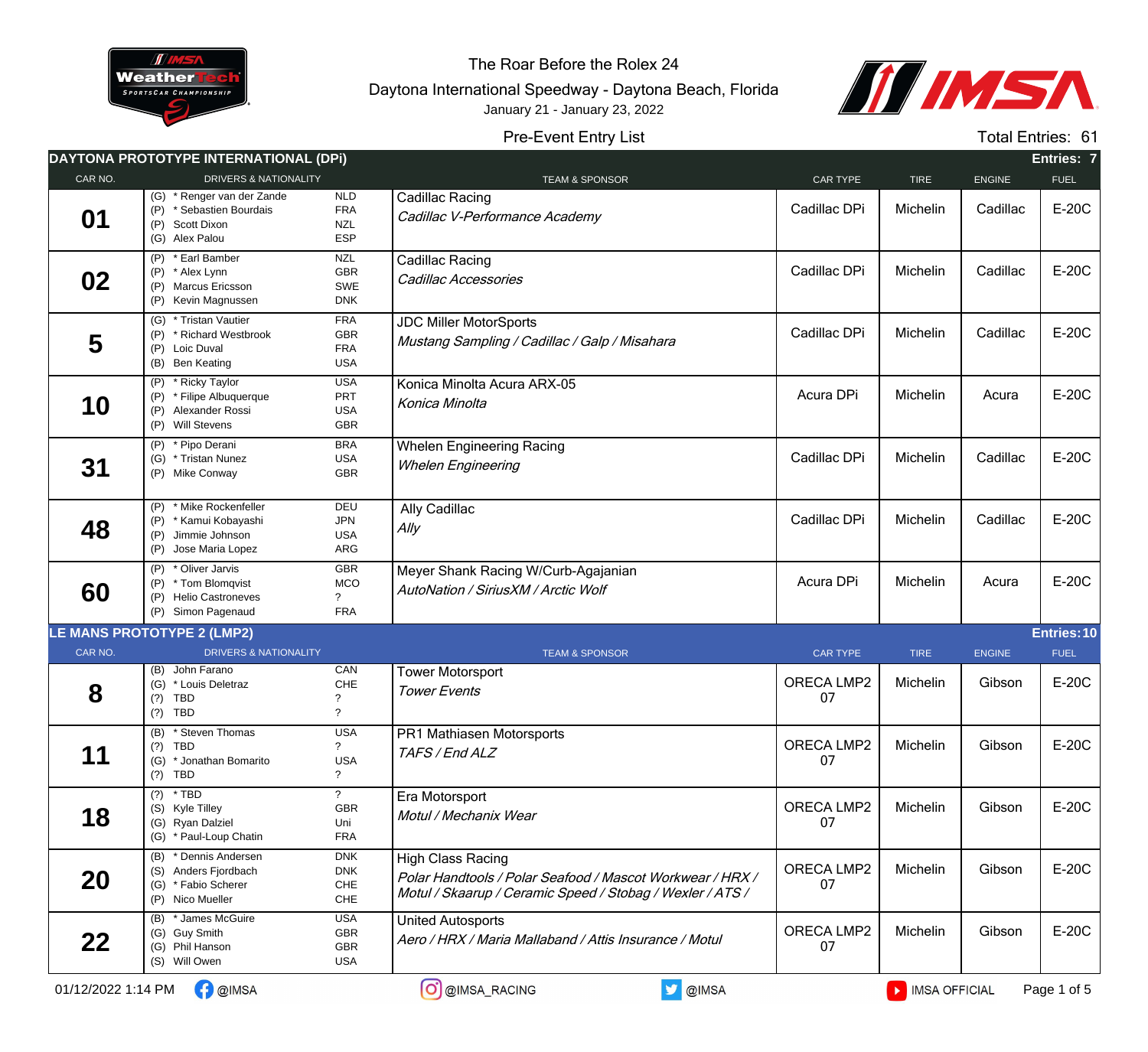The Roar Before the Rolex 24

Daytona International Speedway - Daytona Beach, Florida

January 21 - January 23, 2022

Pre-Event Entry List

Total Entries: 61

## DAYTONA PROTOTYPE INTERNATIONAL (DPi)

Entries: 7

| CAR NO. | DRIVERS & NATIONALITY | TEAM & SPONSOR | CAR TYPE | TIRE | ENGINE | FUEL |
|---|---|---|---|---|---|---|
| 01 | (G) * Renger van der Zande NLD<br>(P) * Sebastien Bourdais FRA<br>(P) Scott Dixon NZL<br>(G) Alex Palou ESP | Cadillac Racing<br>*Cadillac V-Performance Academy* | Cadillac DPi | Michelin | Cadillac | E-20C |
| 02 | (P) * Earl Bamber NZL<br>(P) * Alex Lynn GBR<br>(P) Marcus Ericsson SWE<br>(P) Kevin Magnussen DNK | Cadillac Racing<br>*Cadillac Accessories* | Cadillac DPi | Michelin | Cadillac | E-20C |
| 5 | (G) * Tristan Vautier FRA<br>(P) * Richard Westbrook GBR<br>(P) Loic Duval FRA<br>(B) Ben Keating USA | JDC Miller MotorSports<br>*Mustang Sampling / Cadillac / Galp / Misahara* | Cadillac DPi | Michelin | Cadillac | E-20C |
| 10 | (P) * Ricky Taylor USA<br>(P) * Filipe Albuquerque PRT<br>(P) Alexander Rossi USA<br>(P) Will Stevens GBR | Konica Minolta Acura ARX-05<br>*Konica Minolta* | Acura DPi | Michelin | Acura | E-20C |
| 31 | (P) * Pipo Derani BRA<br>(G) * Tristan Nunez USA<br>(P) Mike Conway GBR | Whelen Engineering Racing<br>*Whelen Engineering* | Cadillac DPi | Michelin | Cadillac | E-20C |
| 48 | (P) * Mike Rockenfeller DEU<br>(P) * Kamui Kobayashi JPN<br>(P) Jimmie Johnson USA<br>(P) Jose Maria Lopez ARG | Ally Cadillac<br>*Ally* | Cadillac DPi | Michelin | Cadillac | E-20C |
| 60 | (P) * Oliver Jarvis GBR<br>(P) * Tom Blomqvist MCO<br>(P) Helio Castroneves ?<br>(P) Simon Pagenaud FRA | Meyer Shank Racing W/Curb-Agajanian<br>*AutoNation / SiriusXM / Arctic Wolf* | Acura DPi | Michelin | Acura | E-20C |

## LE MANS PROTOTYPE 2 (LMP2)

Entries: 10

| CAR NO. | DRIVERS & NATIONALITY | TEAM & SPONSOR | CAR TYPE | TIRE | ENGINE | FUEL |
|---|---|---|---|---|---|---|
| 8 | (B) John Farano CAN<br>(G) * Louis Deletraz CHE<br>(?) TBD ?<br>(?) TBD ? | Tower Motorsport<br>*Tower Events* | ORECA LMP2 07 | Michelin | Gibson | E-20C |
| 11 | (B) * Steven Thomas USA<br>(?) TBD ?<br>(G) * Jonathan Bomarito USA<br>(?) TBD ? | PR1 Mathiasen Motorsports<br>*TAFS / End ALZ* | ORECA LMP2 07 | Michelin | Gibson | E-20C |
| 18 | (?) * TBD ?<br>(S) Kyle Tilley GBR<br>(G) Ryan Dalziel Uni<br>(G) * Paul-Loup Chatin FRA | Era Motorsport<br>*Motul / Mechanix Wear* | ORECA LMP2 07 | Michelin | Gibson | E-20C |
| 20 | (B) * Dennis Andersen DNK<br>(S) Anders Fjordbach DNK<br>(G) * Fabio Scherer CHE<br>(P) Nico Mueller CHE | High Class Racing<br>*Polar Handtools / Polar Seafood / Mascot Workwear / HRX / Motul / Skaarup / Ceramic Speed / Stobag / Wexler / ATS /* | ORECA LMP2 07 | Michelin | Gibson | E-20C |
| 22 | (B) * James McGuire USA<br>(G) Guy Smith GBR<br>(G) Phil Hanson GBR<br>(S) Will Owen USA | United Autosports<br>*Aero / HRX / Maria Mallaband / Attis Insurance / Motul* | ORECA LMP2 07 | Michelin | Gibson | E-20C |

01/12/2022 1:14 PM @IMSA @IMSA_RACING @IMSA IMSA OFFICIAL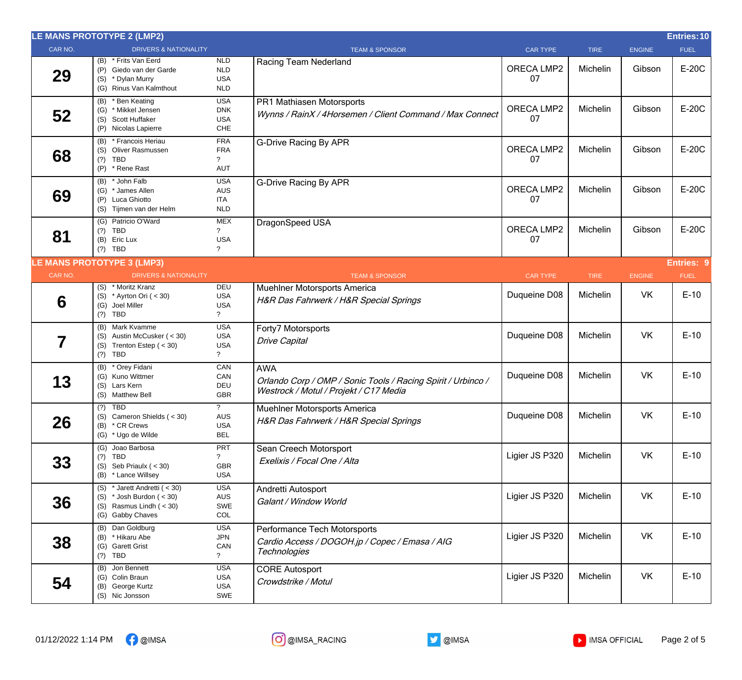## LE MANS PROTOTYPE 2 (LMP2)

Entries: 10

| CAR NO. | DRIVERS & NATIONALITY | | TEAM & SPONSOR | CAR TYPE | TIRE | ENGINE | FUEL |
|---|---|---|---|---|---|---|---|
| 29 | (B) * Frits Van Eerd<br>(P) Giedo van der Garde<br>(S) * Dylan Murry<br>(G) Rinus Van Kalmthout | NLD<br>NLD<br>USA<br>NLD | Racing Team Nederland | ORECA LMP2 07 | Michelin | Gibson | E-20C |
| 52 | (B) * Ben Keating<br>(G) * Mikkel Jensen<br>(S) Scott Huffaker<br>(P) Nicolas Lapierre | USA<br>DNK<br>USA<br>CHE | PR1 Mathiasen Motorsports<br>*Wynns / RainX / 4Horsemen / Client Command / Max Connect* | ORECA LMP2 07 | Michelin | Gibson | E-20C |
| 68 | (B) * Francois Heriau<br>(S) Oliver Rasmussen<br>(?) TBD<br>(P) * Rene Rast | FRA<br>FRA<br>?<br>AUT | G-Drive Racing By APR | ORECA LMP2 07 | Michelin | Gibson | E-20C |
| 69 | (B) * John Falb<br>(G) * James Allen<br>(P) Luca Ghiotto<br>(S) Tijmen van der Helm | USA<br>AUS<br>ITA<br>NLD | G-Drive Racing By APR | ORECA LMP2 07 | Michelin | Gibson | E-20C |
| 81 | (G) Patricio O'Ward<br>(?) TBD<br>(B) Eric Lux<br>(?) TBD | MEX<br>?<br>USA<br>? | DragonSpeed USA | ORECA LMP2 07 | Michelin | Gibson | E-20C |

## LE MANS PROTOTYPE 3 (LMP3)

Entries: 9

| CAR NO. | DRIVERS & NATIONALITY | | TEAM & SPONSOR | CAR TYPE | TIRE | ENGINE | FUEL |
|---|---|---|---|---|---|---|---|
| 6 | (S) * Moritz Kranz<br>(S) * Ayrton Ori ( < 30)<br>(G) Joel Miller<br>(?) TBD | DEU<br>USA<br>USA<br>? | Muehlner Motorsports America<br>*H&R Das Fahrwerk / H&R Special Springs* | Duqueine D08 | Michelin | VK | E-10 |
| 7 | (B) Mark Kvamme<br>(S) Austin McCusker ( < 30)<br>(S) Trenton Estep ( < 30)<br>(?) TBD | USA<br>USA<br>USA<br>? | Forty7 Motorsports<br>*Drive Capital* | Duqueine D08 | Michelin | VK | E-10 |
| 13 | (B) * Orey Fidani<br>(G) Kuno Wittmer<br>(S) Lars Kern<br>(S) Matthew Bell | CAN<br>CAN<br>DEU<br>GBR | AWA<br>*Orlando Corp / OMP / Sonic Tools / Racing Spirit / Urbinco / Westrock / Motul / Projekt / C17 Media* | Duqueine D08 | Michelin | VK | E-10 |
| 26 | (?) TBD<br>(S) Cameron Shields ( < 30)<br>(B) * CR Crews<br>(G) * Ugo de Wilde | ?<br>AUS<br>USA<br>BEL | Muehlner Motorsports America<br>*H&R Das Fahrwerk / H&R Special Springs* | Duqueine D08 | Michelin | VK | E-10 |
| 33 | (G) Joao Barbosa<br>(?) TBD<br>(S) Seb Priaulx ( < 30)<br>(B) * Lance Willsey | PRT<br>?<br>GBR<br>USA | Sean Creech Motorsport<br>*Exelixis / Focal One / Alta* | Ligier JS P320 | Michelin | VK | E-10 |
| 36 | (S) * Jarett Andretti ( < 30)<br>(S) * Josh Burdon ( < 30)<br>(S) Rasmus Lindh ( < 30)<br>(G) Gabby Chaves | USA<br>AUS<br>SWE<br>COL | Andretti Autosport<br>*Galant / Window World* | Ligier JS P320 | Michelin | VK | E-10 |
| 38 | (B) Dan Goldburg<br>(B) * Hikaru Abe<br>(G) Garett Grist<br>(?) TBD | USA<br>JPN<br>CAN<br>? | Performance Tech Motorsports<br>*Cardio Access / DOGOH.jp / Copec / Emasa / AIG Technologies* | Ligier JS P320 | Michelin | VK | E-10 |
| 54 | (B) Jon Bennett<br>(G) Colin Braun<br>(B) George Kurtz<br>(S) Nic Jonsson | USA<br>USA<br>USA<br>SWE | CORE Autosport<br>*Crowdstrike / Motul* | Ligier JS P320 | Michelin | VK | E-10 |

01/12/2022 1:14 PM — @IMSA — @IMSA_RACING — @IMSA — IMSA OFFICIAL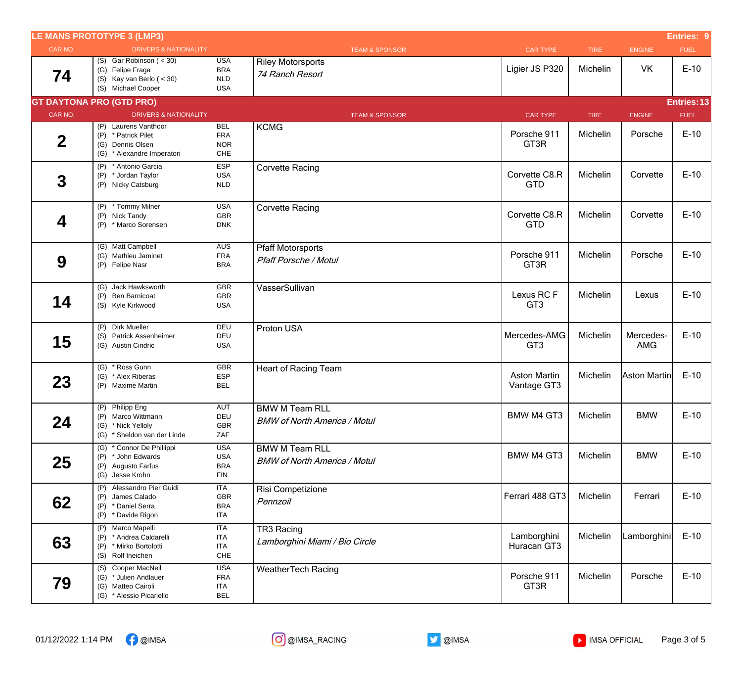## LE MANS PROTOTYPE 3 (LMP3) — Entries: 9

| CAR NO. | DRIVERS & NATIONALITY | TEAM & SPONSOR | CAR TYPE | TIRE | ENGINE | FUEL |
|---|---|---|---|---|---|---|
| 74 | (S) Gar Robinson ( < 30) USA<br>(G) Felipe Fraga BRA<br>(S) Kay van Berlo ( < 30) NLD<br>(S) Michael Cooper USA | Riley Motorsports<br>*74 Ranch Resort* | Ligier JS P320 | Michelin | VK | E-10 |

## GT DAYTONA PRO (GTD PRO) — Entries: 13

| CAR NO. | DRIVERS & NATIONALITY | TEAM & SPONSOR | CAR TYPE | TIRE | ENGINE | FUEL |
|---|---|---|---|---|---|---|
| 2 | (P) Laurens Vanthoor BEL<br>(P) * Patrick Pilet FRA<br>(G) Dennis Olsen NOR<br>(G) * Alexandre Imperatori CHE | KCMG | Porsche 911 GT3R | Michelin | Porsche | E-10 |
| 3 | (P) * Antonio Garcia ESP<br>(P) * Jordan Taylor USA<br>(P) Nicky Catsburg NLD | Corvette Racing | Corvette C8.R GTD | Michelin | Corvette | E-10 |
| 4 | (P) * Tommy Milner USA<br>(P) Nick Tandy GBR<br>(P) * Marco Sorensen DNK | Corvette Racing | Corvette C8.R GTD | Michelin | Corvette | E-10 |
| 9 | (G) Matt Campbell AUS<br>(G) Mathieu Jaminet FRA<br>(P) Felipe Nasr BRA | Pfaff Motorsports<br>*Pfaff Porsche / Motul* | Porsche 911 GT3R | Michelin | Porsche | E-10 |
| 14 | (G) Jack Hawksworth GBR<br>(P) Ben Barnicoat GBR<br>(S) Kyle Kirkwood USA | VasserSullivan | Lexus RC F GT3 | Michelin | Lexus | E-10 |
| 15 | (P) Dirk Mueller DEU<br>(S) Patrick Assenheimer DEU<br>(G) Austin Cindric USA | Proton USA | Mercedes-AMG GT3 | Michelin | Mercedes-AMG | E-10 |
| 23 | (G) * Ross Gunn GBR<br>(G) * Alex Riberas ESP<br>(P) Maxime Martin BEL | Heart of Racing Team | Aston Martin Vantage GT3 | Michelin | Aston Martin | E-10 |
| 24 | (P) Philipp Eng AUT<br>(P) Marco Wittmann DEU<br>(G) * Nick Yelloly GBR<br>(G) * Sheldon van der Linde ZAF | BMW M Team RLL<br>*BMW of North America / Motul* | BMW M4 GT3 | Michelin | BMW | E-10 |
| 25 | (G) * Connor De Phillippi USA<br>(P) * John Edwards USA<br>(P) Augusto Farfus BRA<br>(G) Jesse Krohn FIN | BMW M Team RLL<br>*BMW of North America / Motul* | BMW M4 GT3 | Michelin | BMW | E-10 |
| 62 | (P) Alessandro Pier Guidi ITA<br>(P) James Calado GBR<br>(P) * Daniel Serra BRA<br>(P) * Davide Rigon ITA | Risi Competizione<br>*Pennzoil* | Ferrari 488 GT3 | Michelin | Ferrari | E-10 |
| 63 | (P) Marco Mapelli ITA<br>(P) * Andrea Caldarelli ITA<br>(P) * Mirko Bortolotti ITA<br>(S) Rolf Ineichen CHE | TR3 Racing<br>*Lamborghini Miami / Bio Circle* | Lamborghini Huracan GT3 | Michelin | Lamborghini | E-10 |
| 79 | (S) Cooper MacNeil USA<br>(G) * Julien Andlauer FRA<br>(G) Matteo Cairoli ITA<br>(G) * Alessio Picariello BEL | WeatherTech Racing | Porsche 911 GT3R | Michelin | Porsche | E-10 |

01/12/2022 1:14 PM @IMSA @IMSA_RACING @IMSA IMSA OFFICIAL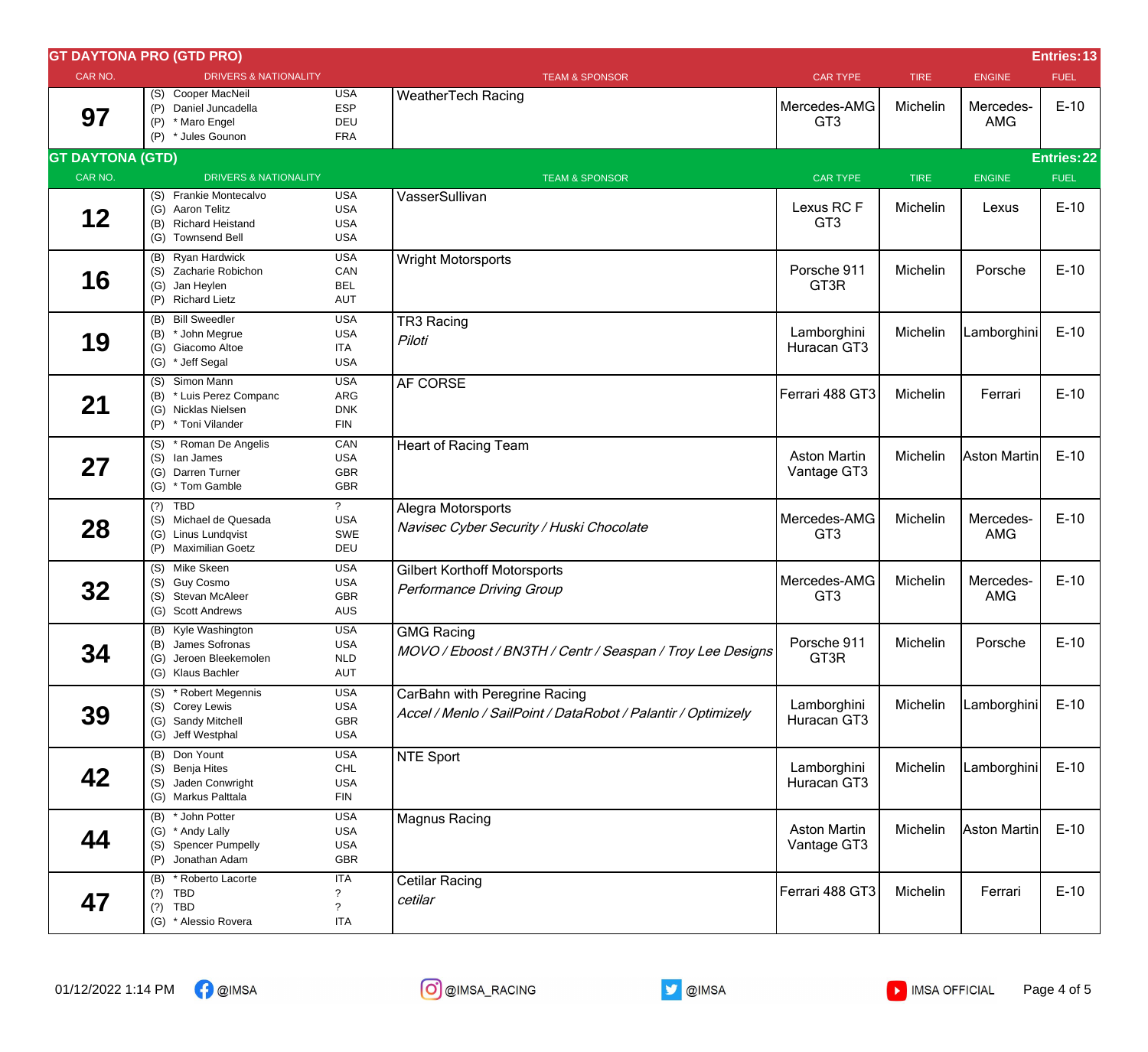## GT DAYTONA PRO (GTD PRO)

Entries: 13

| CAR NO. | DRIVERS & NATIONALITY | TEAM & SPONSOR | CAR TYPE | TIRE | ENGINE | FUEL |
|---|---|---|---|---|---|---|
| 97 | (S) Cooper MacNeil USA<br>(P) Daniel Juncadella ESP<br>(P) * Maro Engel DEU<br>(P) * Jules Gounon FRA | WeatherTech Racing | Mercedes-AMG GT3 | Michelin | Mercedes-AMG | E-10 |

## GT DAYTONA (GTD)

Entries: 22

| CAR NO. | DRIVERS & NATIONALITY | TEAM & SPONSOR | CAR TYPE | TIRE | ENGINE | FUEL |
|---|---|---|---|---|---|---|
| 12 | (S) Frankie Montecalvo USA<br>(G) Aaron Telitz USA<br>(B) Richard Heistand USA<br>(G) Townsend Bell USA | VasserSullivan | Lexus RC F GT3 | Michelin | Lexus | E-10 |
| 16 | (B) Ryan Hardwick USA<br>(S) Zacharie Robichon CAN<br>(G) Jan Heylen BEL<br>(P) Richard Lietz AUT | Wright Motorsports | Porsche 911 GT3R | Michelin | Porsche | E-10 |
| 19 | (B) Bill Sweedler USA<br>(B) * John Megrue USA<br>(G) Giacomo Altoe ITA<br>(G) * Jeff Segal USA | TR3 Racing<br>*Piloti* | Lamborghini Huracan GT3 | Michelin | Lamborghini | E-10 |
| 21 | (S) Simon Mann USA<br>(B) * Luis Perez Companc ARG<br>(G) Nicklas Nielsen DNK<br>(P) * Toni Vilander FIN | AF CORSE | Ferrari 488 GT3 | Michelin | Ferrari | E-10 |
| 27 | (S) * Roman De Angelis CAN<br>(S) Ian James USA<br>(G) Darren Turner GBR<br>(G) * Tom Gamble GBR | Heart of Racing Team | Aston Martin Vantage GT3 | Michelin | Aston Martin | E-10 |
| 28 | (?) TBD ?<br>(S) Michael de Quesada USA<br>(G) Linus Lundqvist SWE<br>(P) Maximilian Goetz DEU | Alegra Motorsports<br>*Navisec Cyber Security / Huski Chocolate* | Mercedes-AMG GT3 | Michelin | Mercedes-AMG | E-10 |
| 32 | (S) Mike Skeen USA<br>(S) Guy Cosmo USA<br>(S) Stevan McAleer GBR<br>(G) Scott Andrews AUS | Gilbert Korthoff Motorsports<br>*Performance Driving Group* | Mercedes-AMG GT3 | Michelin | Mercedes-AMG | E-10 |
| 34 | (B) Kyle Washington USA<br>(B) James Sofronas USA<br>(G) Jeroen Bleekemolen NLD<br>(G) Klaus Bachler AUT | GMG Racing<br>*MOVO / Eboost / BN3TH / Centr / Seaspan / Troy Lee Designs* | Porsche 911 GT3R | Michelin | Porsche | E-10 |
| 39 | (S) * Robert Megennis USA<br>(S) Corey Lewis USA<br>(G) Sandy Mitchell GBR<br>(G) Jeff Westphal USA | CarBahn with Peregrine Racing<br>*Accel / Menlo / SailPoint / DataRobot / Palantir / Optimizely* | Lamborghini Huracan GT3 | Michelin | Lamborghini | E-10 |
| 42 | (B) Don Yount USA<br>(S) Benja Hites CHL<br>(S) Jaden Conwright USA<br>(G) Markus Palttala FIN | NTE Sport | Lamborghini Huracan GT3 | Michelin | Lamborghini | E-10 |
| 44 | (B) * John Potter USA<br>(G) * Andy Lally USA<br>(S) Spencer Pumpelly USA<br>(P) Jonathan Adam GBR | Magnus Racing | Aston Martin Vantage GT3 | Michelin | Aston Martin | E-10 |
| 47 | (B) * Roberto Lacorte ITA<br>(?) TBD ?<br>(?) TBD ?<br>(G) * Alessio Rovera ITA | Cetilar Racing<br>*cetilar* | Ferrari 488 GT3 | Michelin | Ferrari | E-10 |

01/12/2022 1:14 PM @IMSA @IMSA_RACING @IMSA IMSA OFFICIAL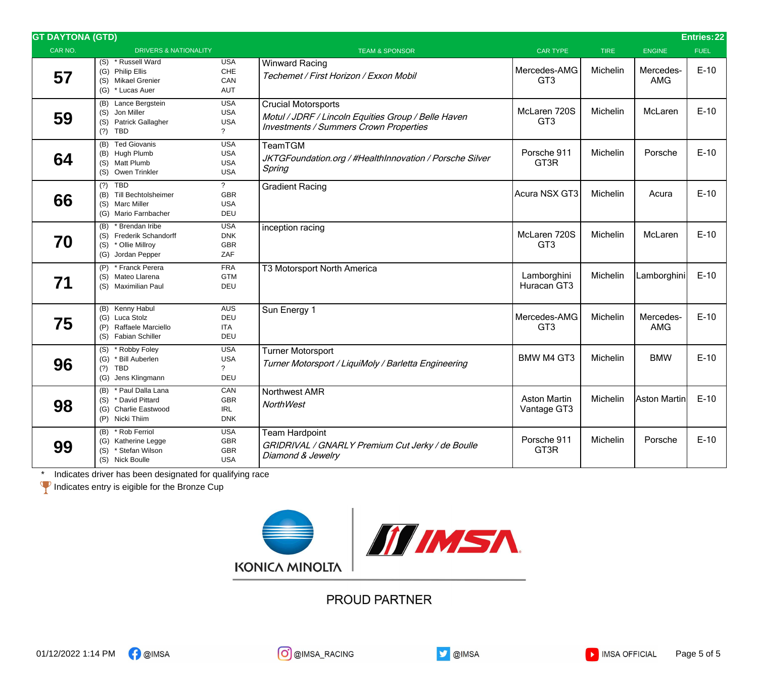## GT DAYTONA (GTD)

Entries: 22

| CAR NO. | DRIVERS & NATIONALITY | TEAM & SPONSOR | CAR TYPE | TIRE | ENGINE | FUEL |
|---|---|---|---|---|---|---|
| 57 | (S) * Russell Ward USA<br>(G) Philip Ellis CHE<br>(S) Mikael Grenier CAN<br>(G) * Lucas Auer AUT | Winward Racing<br>*Techemet / First Horizon / Exxon Mobil* | Mercedes-AMG GT3 | Michelin | Mercedes-AMG | E-10 |
| 59 | (B) Lance Bergstein USA<br>(S) Jon Miller USA<br>(S) Patrick Gallagher USA<br>(?) TBD ? | Crucial Motorsports<br>*Motul / JDRF / Lincoln Equities Group / Belle Haven Investments / Summers Crown Properties* | McLaren 720S GT3 | Michelin | McLaren | E-10 |
| 64 | (B) Ted Giovanis USA<br>(B) Hugh Plumb USA<br>(S) Matt Plumb USA<br>(S) Owen Trinkler USA | TeamTGM<br>*JKTGFoundation.org / #HealthInnovation / Porsche Silver Spring* | Porsche 911 GT3R | Michelin | Porsche | E-10 |
| 66 | (?) TBD ?<br>(B) Till Bechtolsheimer GBR<br>(S) Marc Miller USA<br>(G) Mario Farnbacher DEU | Gradient Racing | Acura NSX GT3 | Michelin | Acura | E-10 |
| 70 | (B) * Brendan Iribe USA<br>(S) Frederik Schandorff DNK<br>(S) * Ollie Millroy GBR<br>(G) Jordan Pepper ZAF | inception racing | McLaren 720S GT3 | Michelin | McLaren | E-10 |
| 71 | (P) * Franck Perera FRA<br>(S) Mateo Llarena GTM<br>(S) Maximilian Paul DEU | T3 Motorsport North America | Lamborghini Huracan GT3 | Michelin | Lamborghini | E-10 |
| 75 | (B) Kenny Habul AUS<br>(G) Luca Stolz DEU<br>(P) Raffaele Marciello ITA<br>(S) Fabian Schiller DEU | Sun Energy 1 | Mercedes-AMG GT3 | Michelin | Mercedes-AMG | E-10 |
| 96 | (S) * Robby Foley USA<br>(G) * Bill Auberlen USA<br>(?) TBD ?<br>(G) Jens Klingmann DEU | Turner Motorsport<br>*Turner Motorsport / LiquiMoly / Barletta Engineering* | BMW M4 GT3 | Michelin | BMW | E-10 |
| 98 | (B) * Paul Dalla Lana CAN<br>(S) * David Pittard GBR<br>(G) Charlie Eastwood IRL<br>(P) Nicki Thiim DNK | Northwest AMR<br>*NorthWest* | Aston Martin Vantage GT3 | Michelin | Aston Martin | E-10 |
| 99 | (B) * Rob Ferriol USA<br>(G) Katherine Legge GBR<br>(S) * Stefan Wilson GBR<br>(S) Nick Boulle USA | Team Hardpoint<br>*GRIDRIVAL / GNARLY Premium Cut Jerky / de Boulle Diamond & Jewelry* | Porsche 911 GT3R | Michelin | Porsche | E-10 |

\* Indicates driver has been designated for qualifying race

Indicates entry is eligible for the Bronze Cup

KONICA MINOLTA | IMSA

PROUD PARTNER

01/12/2022 1:14 PM @IMSA @IMSA_RACING @IMSA IMSA OFFICIAL